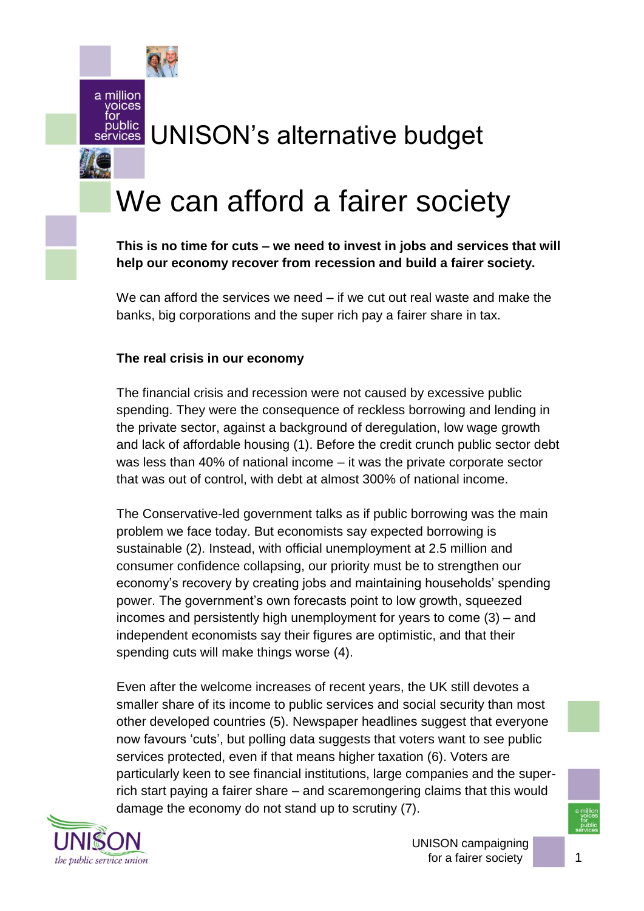# UNISON's alternative budget

# We can afford a fairer society

**This is no time for cuts – we need to invest in jobs and services that will help our economy recover from recession and build a fairer society.**

We can afford the services we need – if we cut out real waste and make the banks, big corporations and the super rich pay a fairer share in tax.

### The real crisis in our economy

The financial crisis and recession were not caused by excessive public spending. They were the consequence of reckless borrowing and lending in the private sector, against a background of deregulation, low wage growth and lack of affordable housing (1). Before the credit crunch public sector debt was less than 40% of national income – it was the private corporate sector that was out of control, with debt at almost 300% of national income.

The Conservative-led government talks as if public borrowing was the main problem we face today. But economists say expected borrowing is sustainable (2). Instead, with official unemployment at 2.5 million and consumer confidence collapsing, our priority must be to strengthen our economy's recovery by creating jobs and maintaining households' spending power. The government's own forecasts point to low growth, squeezed incomes and persistently high unemployment for years to come (3) – and independent economists say their figures are optimistic, and that their spending cuts will make things worse (4).

Even after the welcome increases of recent years, the UK still devotes a smaller share of its income to public services and social security than most other developed countries (5). Newspaper headlines suggest that everyone now favours 'cuts', but polling data suggests that voters want to see public services protected, even if that means higher taxation (6). Voters are particularly keen to see financial institutions, large companies and the super-rich start paying a fairer share – and scaremongering claims that this would damage the economy do not stand up to scrutiny (7).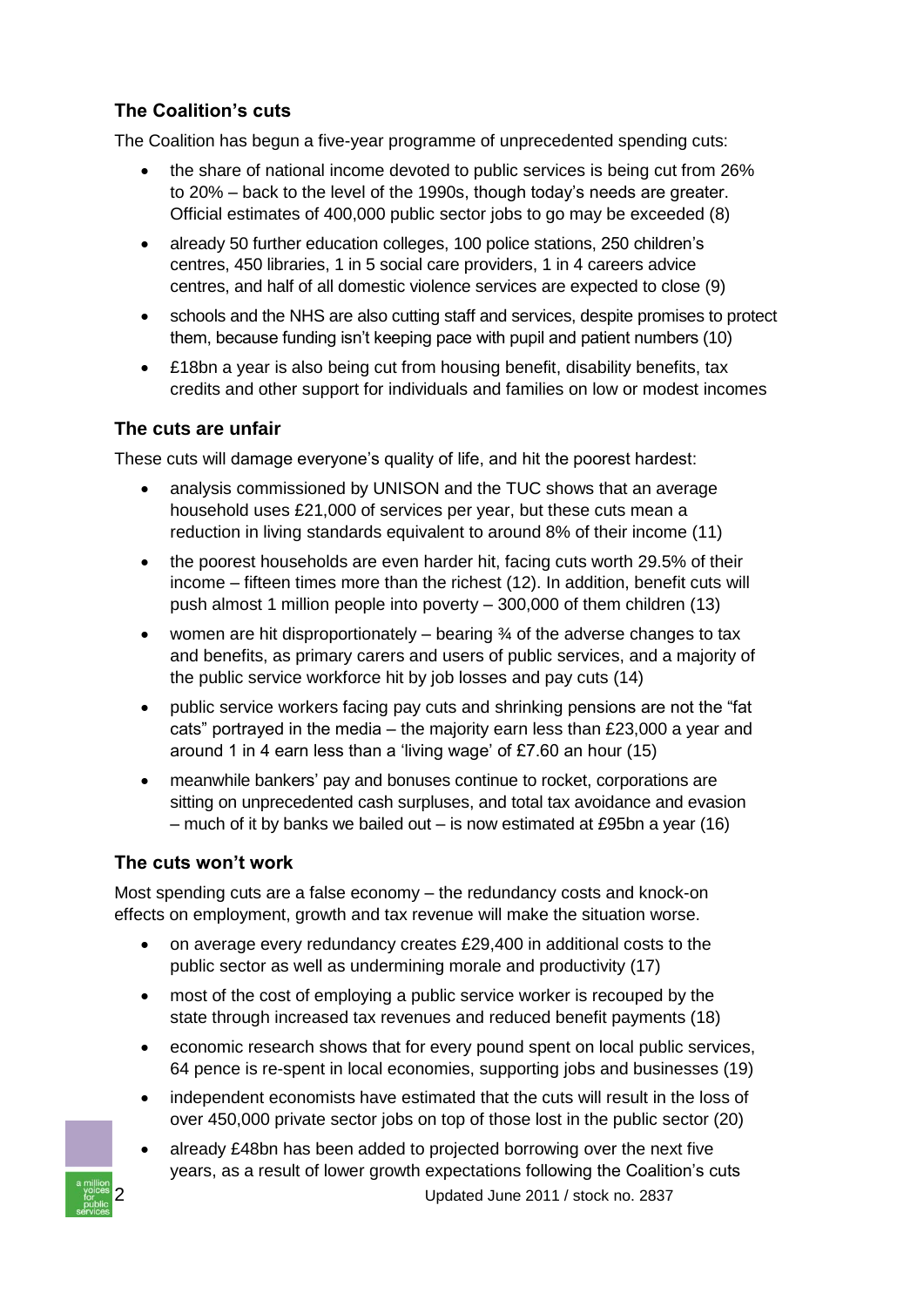### The Coalition's cuts

The Coalition has begun a five-year programme of unprecedented spending cuts:

- the share of national income devoted to public services is being cut from 26% to 20% – back to the level of the 1990s, though today's needs are greater. Official estimates of 400,000 public sector jobs to go may be exceeded (8)
- already 50 further education colleges, 100 police stations, 250 children's centres, 450 libraries, 1 in 5 social care providers, 1 in 4 careers advice centres, and half of all domestic violence services are expected to close (9)
- schools and the NHS are also cutting staff and services, despite promises to protect them, because funding isn't keeping pace with pupil and patient numbers (10)
- £18bn a year is also being cut from housing benefit, disability benefits, tax credits and other support for individuals and families on low or modest incomes

### The cuts are unfair

These cuts will damage everyone's quality of life, and hit the poorest hardest:

- analysis commissioned by UNISON and the TUC shows that an average household uses £21,000 of services per year, but these cuts mean a reduction in living standards equivalent to around 8% of their income (11)
- the poorest households are even harder hit, facing cuts worth 29.5% of their income – fifteen times more than the richest (12). In addition, benefit cuts will push almost 1 million people into poverty – 300,000 of them children (13)
- women are hit disproportionately – bearing ¾ of the adverse changes to tax and benefits, as primary carers and users of public services, and a majority of the public service workforce hit by job losses and pay cuts (14)
- public service workers facing pay cuts and shrinking pensions are not the "fat cats" portrayed in the media – the majority earn less than £23,000 a year and around 1 in 4 earn less than a 'living wage' of £7.60 an hour (15)
- meanwhile bankers' pay and bonuses continue to rocket, corporations are sitting on unprecedented cash surpluses, and total tax avoidance and evasion – much of it by banks we bailed out – is now estimated at £95bn a year (16)

### The cuts won't work

Most spending cuts are a false economy – the redundancy costs and knock-on effects on employment, growth and tax revenue will make the situation worse.

- on average every redundancy creates £29,400 in additional costs to the public sector as well as undermining morale and productivity (17)
- most of the cost of employing a public service worker is recouped by the state through increased tax revenues and reduced benefit payments (18)
- economic research shows that for every pound spent on local public services, 64 pence is re-spent in local economies, supporting jobs and businesses (19)
- independent economists have estimated that the cuts will result in the loss of over 450,000 private sector jobs on top of those lost in the public sector (20)
- already £48bn has been added to projected borrowing over the next five years, as a result of lower growth expectations following the Coalition's cuts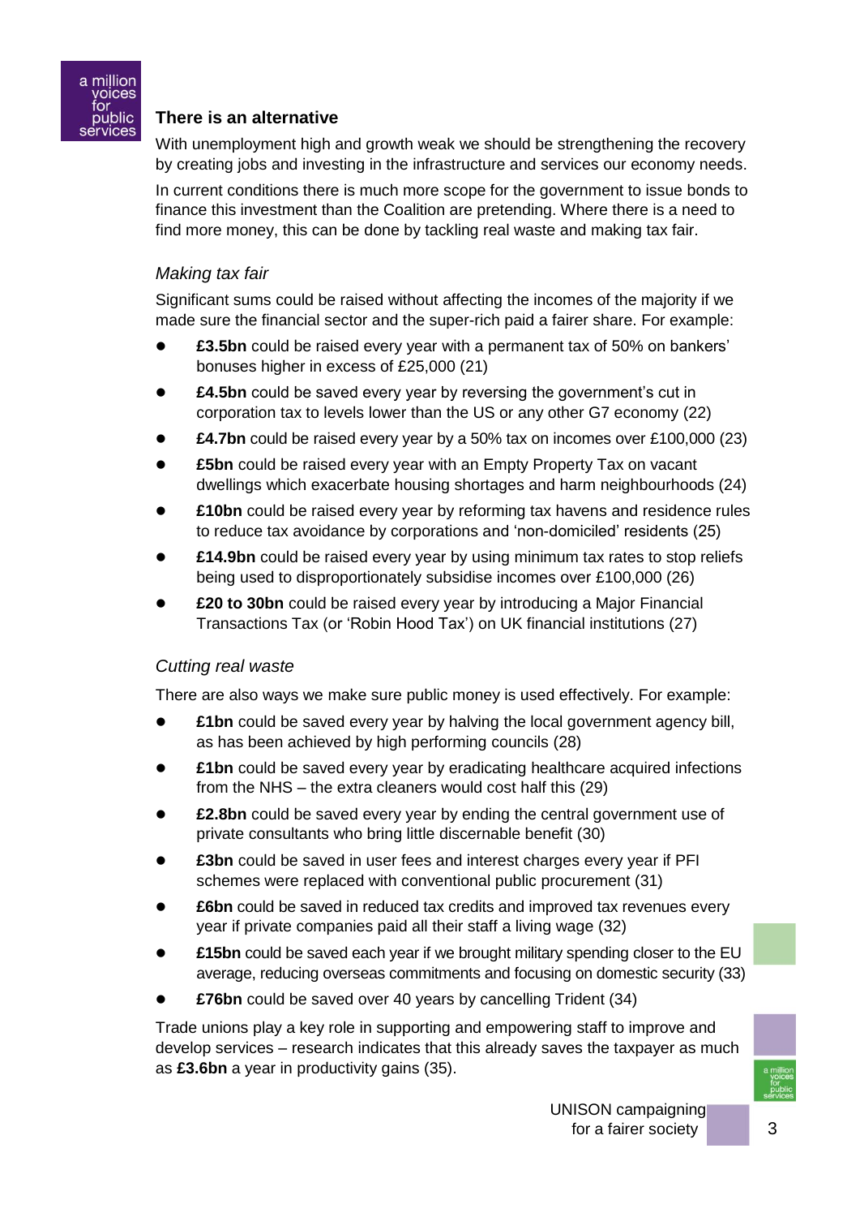## There is an alternative

With unemployment high and growth weak we should be strengthening the recovery by creating jobs and investing in the infrastructure and services our economy needs.

In current conditions there is much more scope for the government to issue bonds to finance this investment than the Coalition are pretending. Where there is a need to find more money, this can be done by tackling real waste and making tax fair.

### *Making tax fair*

Significant sums could be raised without affecting the incomes of the majority if we made sure the financial sector and the super-rich paid a fairer share. For example:

- **£3.5bn** could be raised every year with a permanent tax of 50% on bankers' bonuses higher in excess of £25,000 (21)
- **£4.5bn** could be saved every year by reversing the government's cut in corporation tax to levels lower than the US or any other G7 economy (22)
- **£4.7bn** could be raised every year by a 50% tax on incomes over £100,000 (23)
- **£5bn** could be raised every year with an Empty Property Tax on vacant dwellings which exacerbate housing shortages and harm neighbourhoods (24)
- **£10bn** could be raised every year by reforming tax havens and residence rules to reduce tax avoidance by corporations and 'non-domiciled' residents (25)
- **£14.9bn** could be raised every year by using minimum tax rates to stop reliefs being used to disproportionately subsidise incomes over £100,000 (26)
- **£20 to 30bn** could be raised every year by introducing a Major Financial Transactions Tax (or 'Robin Hood Tax') on UK financial institutions (27)

### *Cutting real waste*

There are also ways we make sure public money is used effectively. For example:

- **£1bn** could be saved every year by halving the local government agency bill, as has been achieved by high performing councils (28)
- **£1bn** could be saved every year by eradicating healthcare acquired infections from the NHS – the extra cleaners would cost half this (29)
- **£2.8bn** could be saved every year by ending the central government use of private consultants who bring little discernable benefit (30)
- **£3bn** could be saved in user fees and interest charges every year if PFI schemes were replaced with conventional public procurement (31)
- **£6bn** could be saved in reduced tax credits and improved tax revenues every year if private companies paid all their staff a living wage (32)
- **£15bn** could be saved each year if we brought military spending closer to the EU average, reducing overseas commitments and focusing on domestic security (33)
- **£76bn** could be saved over 40 years by cancelling Trident (34)

Trade unions play a key role in supporting and empowering staff to improve and develop services – research indicates that this already saves the taxpayer as much as **£3.6bn** a year in productivity gains (35).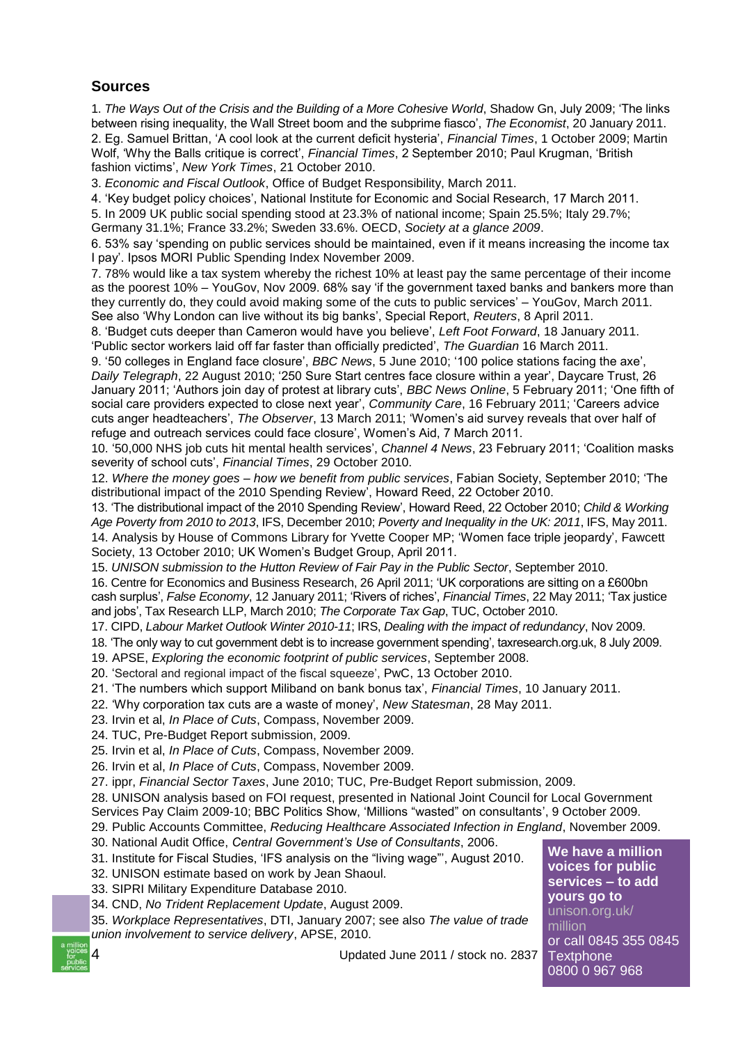## Sources

1. *The Ways Out of the Crisis and the Building of a More Cohesive World*, Shadow Gn, July 2009; 'The links between rising inequality, the Wall Street boom and the subprime fiasco', *The Economist*, 20 January 2011.
2. Eg. Samuel Brittan, 'A cool look at the current deficit hysteria', *Financial Times*, 1 October 2009; Martin Wolf, 'Why the Balls critique is correct', *Financial Times*, 2 September 2010; Paul Krugman, 'British fashion victims', *New York Times*, 21 October 2010.
3. *Economic and Fiscal Outlook*, Office of Budget Responsibility, March 2011.
4. 'Key budget policy choices', National Institute for Economic and Social Research, 17 March 2011.
5. In 2009 UK public social spending stood at 23.3% of national income; Spain 25.5%; Italy 29.7%; Germany 31.1%; France 33.2%; Sweden 33.6%. OECD, *Society at a glance 2009*.
6. 53% say 'spending on public services should be maintained, even if it means increasing the income tax I pay'. Ipsos MORI Public Spending Index November 2009.
7. 78% would like a tax system whereby the richest 10% at least pay the same percentage of their income as the poorest 10% – YouGov, Nov 2009. 68% say 'if the government taxed banks and bankers more than they currently do, they could avoid making some of the cuts to public services' – YouGov, March 2011. See also 'Why London can live without its big banks', Special Report, *Reuters*, 8 April 2011.
8. 'Budget cuts deeper than Cameron would have you believe', *Left Foot Forward*, 18 January 2011. 'Public sector workers laid off far faster than officially predicted', *The Guardian* 16 March 2011.
9. '50 colleges in England face closure', *BBC News*, 5 June 2010; '100 police stations facing the axe', *Daily Telegraph*, 22 August 2010; '250 Sure Start centres face closure within a year', Daycare Trust, 26 January 2011; 'Authors join day of protest at library cuts', *BBC News Online*, 5 February 2011; 'One fifth of social care providers expected to close next year', *Community Care*, 16 February 2011; 'Careers advice cuts anger headteachers', *The Observer*, 13 March 2011; 'Women's aid survey reveals that over half of refuge and outreach services could face closure', Women's Aid, 7 March 2011.
10. '50,000 NHS job cuts hit mental health services', *Channel 4 News*, 23 February 2011; 'Coalition masks severity of school cuts', *Financial Times*, 29 October 2010.
12. *Where the money goes – how we benefit from public services*, Fabian Society, September 2010; 'The distributional impact of the 2010 Spending Review', Howard Reed, 22 October 2010.
13. 'The distributional impact of the 2010 Spending Review', Howard Reed, 22 October 2010; *Child & Working Age Poverty from 2010 to 2013*, IFS, December 2010; *Poverty and Inequality in the UK: 2011*, IFS, May 2011.
14. Analysis by House of Commons Library for Yvette Cooper MP; 'Women face triple jeopardy', Fawcett Society, 13 October 2010; UK Women's Budget Group, April 2011.
15. *UNISON submission to the Hutton Review of Fair Pay in the Public Sector*, September 2010.
16. Centre for Economics and Business Research, 26 April 2011; 'UK corporations are sitting on a £600bn cash surplus', *False Economy*, 12 January 2011; 'Rivers of riches', *Financial Times*, 22 May 2011; 'Tax justice and jobs', Tax Research LLP, March 2010; *The Corporate Tax Gap*, TUC, October 2010.
17. CIPD, *Labour Market Outlook Winter 2010-11*; IRS, *Dealing with the impact of redundancy*, Nov 2009.
18. 'The only way to cut government debt is to increase government spending', taxresearch.org.uk, 8 July 2009.
19. APSE, *Exploring the economic footprint of public services*, September 2008.
20. 'Sectoral and regional impact of the fiscal squeeze', PwC, 13 October 2010.
21. 'The numbers which support Miliband on bank bonus tax', *Financial Times*, 10 January 2011.
22. 'Why corporation tax cuts are a waste of money', *New Statesman*, 28 May 2011.
23. Irvin et al, *In Place of Cuts*, Compass, November 2009.
24. TUC, Pre-Budget Report submission, 2009.
25. Irvin et al, *In Place of Cuts*, Compass, November 2009.
26. Irvin et al, *In Place of Cuts*, Compass, November 2009.
27. ippr, *Financial Sector Taxes*, June 2010; TUC, Pre-Budget Report submission, 2009.
28. UNISON analysis based on FOI request, presented in National Joint Council for Local Government Services Pay Claim 2009-10; BBC Politics Show, 'Millions "wasted" on consultants', 9 October 2009.
29. Public Accounts Committee, *Reducing Healthcare Associated Infection in England*, November 2009.
30. National Audit Office, *Central Government's Use of Consultants*, 2006.
31. Institute for Fiscal Studies, 'IFS analysis on the "living wage"', August 2010.
32. UNISON estimate based on work by Jean Shaoul.
33. SIPRI Military Expenditure Database 2010.
34. CND, *No Trident Replacement Update*, August 2009.
35. *Workplace Representatives*, DTI, January 2007; see also *The value of trade union involvement to service delivery*, APSE, 2010.

Updated June 2011 / stock no. 2837

**We have a million voices for public services – to add yours go to** unison.org.uk/million or call 0845 355 0845 Textphone 0800 0 967 968